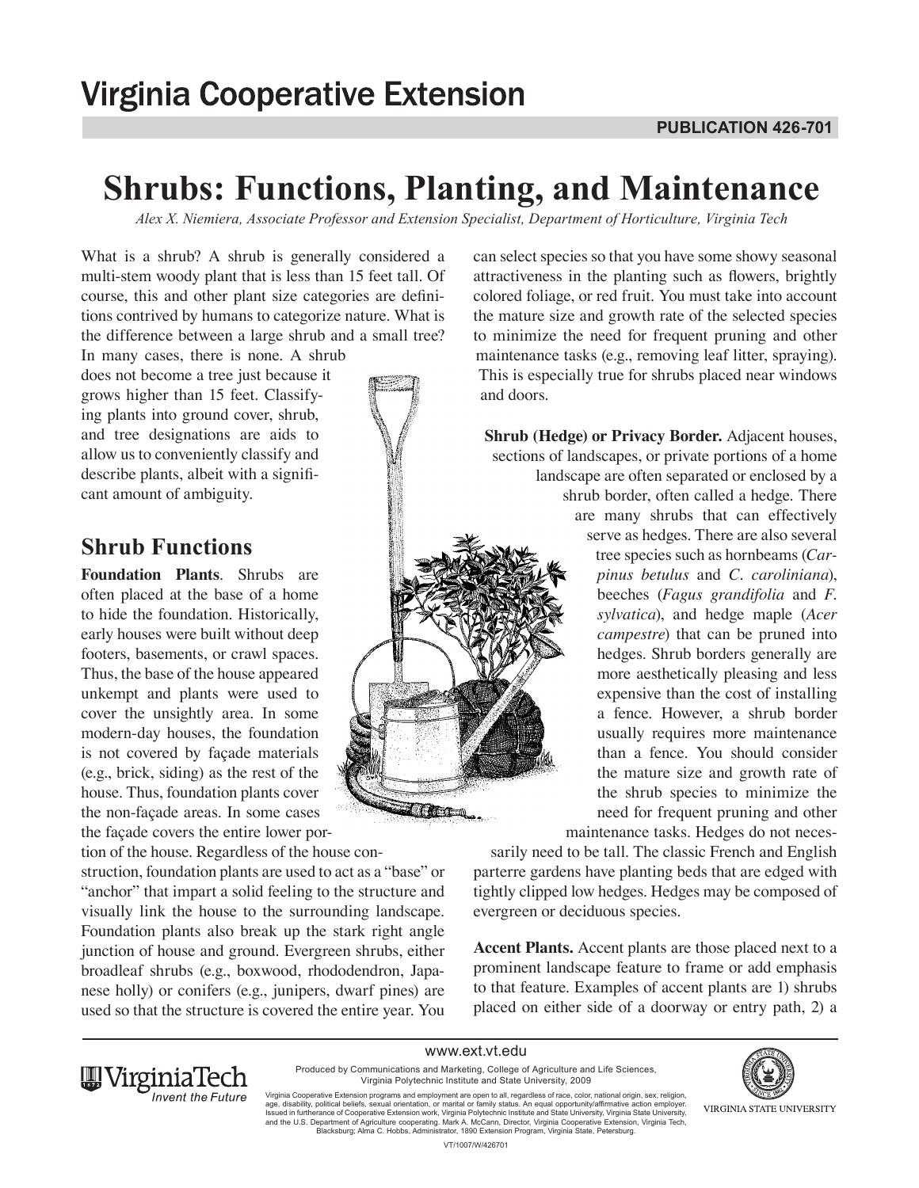Virginia Cooperative Extension

**PUBLICATION 426-701**

# Shrubs: Functions, Planting, and Maintenance

*Alex X. Niemiera, Associate Professor and Extension Specialist, Department of Horticulture, Virginia Tech*

What is a shrub? A shrub is generally considered a multi-stem woody plant that is less than 15 feet tall. Of course, this and other plant size categories are definitions contrived by humans to categorize nature. What is the difference between a large shrub and a small tree? In many cases, there is none. A shrub does not become a tree just because it grows higher than 15 feet. Classifying plants into ground cover, shrub, and tree designations are aids to allow us to conveniently classify and describe plants, albeit with a significant amount of ambiguity.

## Shrub Functions

**Foundation Plants**. Shrubs are often placed at the base of a home to hide the foundation. Historically, early houses were built without deep footers, basements, or crawl spaces. Thus, the base of the house appeared unkempt and plants were used to cover the unsightly area. In some modern-day houses, the foundation is not covered by façade materials (e.g., brick, siding) as the rest of the house. Thus, foundation plants cover the non-façade areas. In some cases the façade covers the entire lower portion of the house. Regardless of the house construction, foundation plants are used to act as a "base" or "anchor" that impart a solid feeling to the structure and visually link the house to the surrounding landscape. Foundation plants also break up the stark right angle junction of house and ground. Evergreen shrubs, either broadleaf shrubs (e.g., boxwood, rhododendron, Japanese holly) or conifers (e.g., junipers, dwarf pines) are used so that the structure is covered the entire year. You can select species so that you have some showy seasonal attractiveness in the planting such as flowers, brightly colored foliage, or red fruit. You must take into account the mature size and growth rate of the selected species to minimize the need for frequent pruning and other maintenance tasks (e.g., removing leaf litter, spraying). This is especially true for shrubs placed near windows and doors.

**Shrub (Hedge) or Privacy Border.** Adjacent houses, sections of landscapes, or private portions of a home landscape are often separated or enclosed by a shrub border, often called a hedge. There are many shrubs that can effectively serve as hedges. There are also several tree species such as hornbeams (*Carpinus betulus* and *C. caroliniana*), beeches (*Fagus grandifolia* and *F. sylvatica*), and hedge maple (*Acer campestre*) that can be pruned into hedges. Shrub borders generally are more aesthetically pleasing and less expensive than the cost of installing a fence. However, a shrub border usually requires more maintenance than a fence. You should consider the mature size and growth rate of the shrub species to minimize the need for frequent pruning and other maintenance tasks. Hedges do not necessarily need to be tall. The classic French and English parterre gardens have planting beds that are edged with tightly clipped low hedges. Hedges may be composed of evergreen or deciduous species.

**Accent Plants.** Accent plants are those placed next to a prominent landscape feature to frame or add emphasis to that feature. Examples of accent plants are 1) shrubs placed on either side of a doorway or entry path, 2) a

www.ext.vt.edu

Produced by Communications and Marketing, College of Agriculture and Life Sciences, Virginia Polytechnic Institute and State University, 2009

Virginia Cooperative Extension programs and employment are open to all, regardless of race, color, national origin, sex, religion, age, disability, political beliefs, sexual orientation, or marital or family status. An equal opportunity/affirmative action employer. Issued in furtherance of Cooperative Extension work, Virginia Polytechnic Institute and State University, Virginia State University, and the U.S. Department of Agriculture cooperating. Mark A. McCann, Director, Virginia Cooperative Extension, Virginia Tech, Blacksburg; Alma C. Hobbs, Administrator, 1890 Extension Program, Virginia State, Petersburg.

VT/1007/W/426701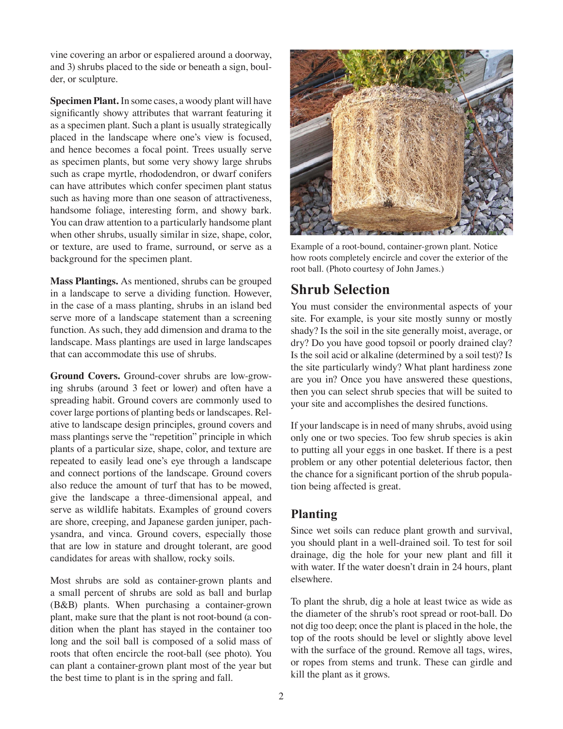vine covering an arbor or espaliered around a doorway, and 3) shrubs placed to the side or beneath a sign, boulder, or sculpture.

**Specimen Plant.** In some cases, a woody plant will have significantly showy attributes that warrant featuring it as a specimen plant. Such a plant is usually strategically placed in the landscape where one's view is focused, and hence becomes a focal point. Trees usually serve as specimen plants, but some very showy large shrubs such as crape myrtle, rhododendron, or dwarf conifers can have attributes which confer specimen plant status such as having more than one season of attractiveness, handsome foliage, interesting form, and showy bark. You can draw attention to a particularly handsome plant when other shrubs, usually similar in size, shape, color, or texture, are used to frame, surround, or serve as a background for the specimen plant.

**Mass Plantings.** As mentioned, shrubs can be grouped in a landscape to serve a dividing function. However, in the case of a mass planting, shrubs in an island bed serve more of a landscape statement than a screening function. As such, they add dimension and drama to the landscape. Mass plantings are used in large landscapes that can accommodate this use of shrubs.

**Ground Covers.** Ground-cover shrubs are low-growing shrubs (around 3 feet or lower) and often have a spreading habit. Ground covers are commonly used to cover large portions of planting beds or landscapes. Relative to landscape design principles, ground covers and mass plantings serve the "repetition" principle in which plants of a particular size, shape, color, and texture are repeated to easily lead one's eye through a landscape and connect portions of the landscape. Ground covers also reduce the amount of turf that has to be mowed, give the landscape a three-dimensional appeal, and serve as wildlife habitats. Examples of ground covers are shore, creeping, and Japanese garden juniper, pachysandra, and vinca. Ground covers, especially those that are low in stature and drought tolerant, are good candidates for areas with shallow, rocky soils.

Most shrubs are sold as container-grown plants and a small percent of shrubs are sold as ball and burlap (B&B) plants. When purchasing a container-grown plant, make sure that the plant is not root-bound (a condition when the plant has stayed in the container too long and the soil ball is composed of a solid mass of roots that often encircle the root-ball (see photo). You can plant a container-grown plant most of the year but the best time to plant is in the spring and fall.

Example of a root-bound, container-grown plant. Notice how roots completely encircle and cover the exterior of the root ball. (Photo courtesy of John James.)

## Shrub Selection

You must consider the environmental aspects of your site. For example, is your site mostly sunny or mostly shady? Is the soil in the site generally moist, average, or dry? Do you have good topsoil or poorly drained clay? Is the soil acid or alkaline (determined by a soil test)? Is the site particularly windy? What plant hardiness zone are you in? Once you have answered these questions, then you can select shrub species that will be suited to your site and accomplishes the desired functions.

If your landscape is in need of many shrubs, avoid using only one or two species. Too few shrub species is akin to putting all your eggs in one basket. If there is a pest problem or any other potential deleterious factor, then the chance for a significant portion of the shrub population being affected is great.

### Planting

Since wet soils can reduce plant growth and survival, you should plant in a well-drained soil. To test for soil drainage, dig the hole for your new plant and fill it with water. If the water doesn't drain in 24 hours, plant elsewhere.

To plant the shrub, dig a hole at least twice as wide as the diameter of the shrub's root spread or root-ball. Do not dig too deep; once the plant is placed in the hole, the top of the roots should be level or slightly above level with the surface of the ground. Remove all tags, wires, or ropes from stems and trunk. These can girdle and kill the plant as it grows.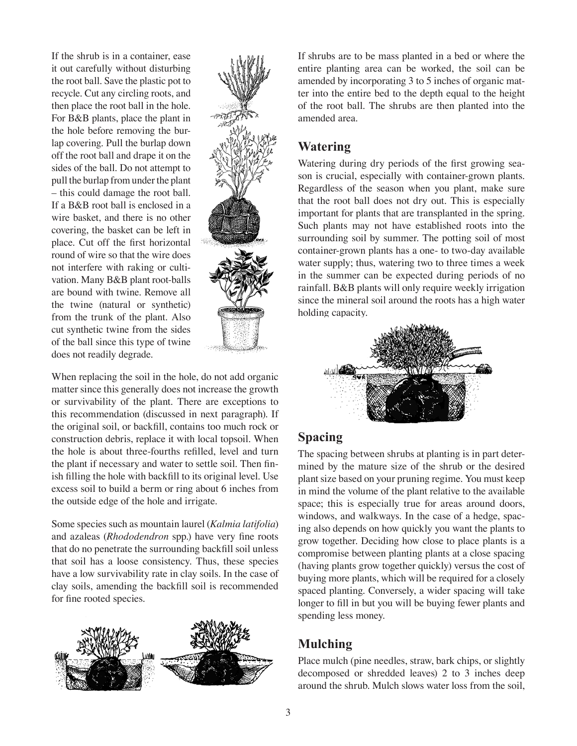If the shrub is in a container, ease it out carefully without disturbing the root ball. Save the plastic pot to recycle. Cut any circling roots, and then place the root ball in the hole. For B&B plants, place the plant in the hole before removing the burlap covering. Pull the burlap down off the root ball and drape it on the sides of the ball. Do not attempt to pull the burlap from under the plant – this could damage the root ball. If a B&B root ball is enclosed in a wire basket, and there is no other covering, the basket can be left in place. Cut off the first horizontal round of wire so that the wire does not interfere with raking or cultivation. Many B&B plant root-balls are bound with twine. Remove all the twine (natural or synthetic) from the trunk of the plant. Also cut synthetic twine from the sides of the ball since this type of twine does not readily degrade.

When replacing the soil in the hole, do not add organic matter since this generally does not increase the growth or survivability of the plant. There are exceptions to this recommendation (discussed in next paragraph). If the original soil, or backfill, contains too much rock or construction debris, replace it with local topsoil. When the hole is about three-fourths refilled, level and turn the plant if necessary and water to settle soil. Then finish filling the hole with backfill to its original level. Use excess soil to build a berm or ring about 6 inches from the outside edge of the hole and irrigate.

Some species such as mountain laurel (*Kalmia latifolia*) and azaleas (*Rhododendron* spp.) have very fine roots that do no penetrate the surrounding backfill soil unless that soil has a loose consistency. Thus, these species have a low survivability rate in clay soils. In the case of clay soils, amending the backfill soil is recommended for fine rooted species.

If shrubs are to be mass planted in a bed or where the entire planting area can be worked, the soil can be amended by incorporating 3 to 5 inches of organic matter into the entire bed to the depth equal to the height of the root ball. The shrubs are then planted into the amended area.

## Watering

Watering during dry periods of the first growing season is crucial, especially with container-grown plants. Regardless of the season when you plant, make sure that the root ball does not dry out. This is especially important for plants that are transplanted in the spring. Such plants may not have established roots into the surrounding soil by summer. The potting soil of most container-grown plants has a one- to two-day available water supply; thus, watering two to three times a week in the summer can be expected during periods of no rainfall. B&B plants will only require weekly irrigation since the mineral soil around the roots has a high water holding capacity.

## Spacing

The spacing between shrubs at planting is in part determined by the mature size of the shrub or the desired plant size based on your pruning regime. You must keep in mind the volume of the plant relative to the available space; this is especially true for areas around doors, windows, and walkways. In the case of a hedge, spacing also depends on how quickly you want the plants to grow together. Deciding how close to place plants is a compromise between planting plants at a close spacing (having plants grow together quickly) versus the cost of buying more plants, which will be required for a closely spaced planting. Conversely, a wider spacing will take longer to fill in but you will be buying fewer plants and spending less money.

## Mulching

Place mulch (pine needles, straw, bark chips, or slightly decomposed or shredded leaves) 2 to 3 inches deep around the shrub. Mulch slows water loss from the soil,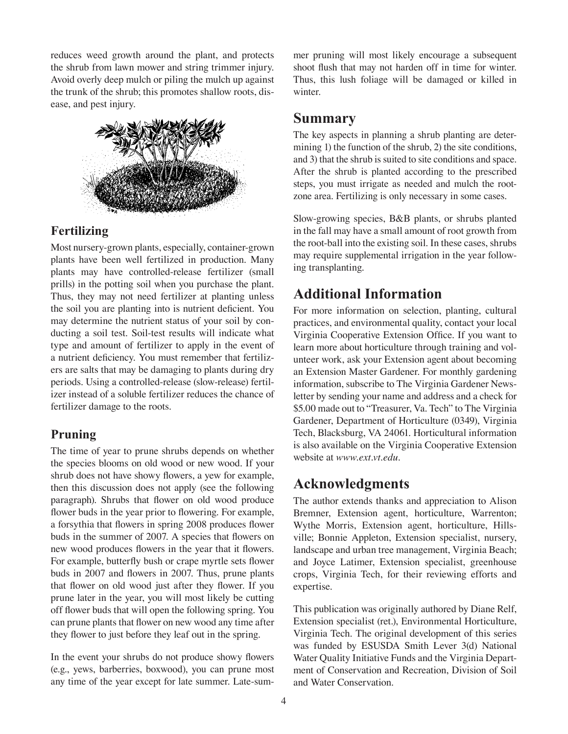reduces weed growth around the plant, and protects the shrub from lawn mower and string trimmer injury. Avoid overly deep mulch or piling the mulch up against the trunk of the shrub; this promotes shallow roots, disease, and pest injury.

### Fertilizing

Most nursery-grown plants, especially, container-grown plants have been well fertilized in production. Many plants may have controlled-release fertilizer (small prills) in the potting soil when you purchase the plant. Thus, they may not need fertilizer at planting unless the soil you are planting into is nutrient deficient. You may determine the nutrient status of your soil by conducting a soil test. Soil-test results will indicate what type and amount of fertilizer to apply in the event of a nutrient deficiency. You must remember that fertilizers are salts that may be damaging to plants during dry periods. Using a controlled-release (slow-release) fertilizer instead of a soluble fertilizer reduces the chance of fertilizer damage to the roots.

### Pruning

The time of year to prune shrubs depends on whether the species blooms on old wood or new wood. If your shrub does not have showy flowers, a yew for example, then this discussion does not apply (see the following paragraph). Shrubs that flower on old wood produce flower buds in the year prior to flowering. For example, a forsythia that flowers in spring 2008 produces flower buds in the summer of 2007. A species that flowers on new wood produces flowers in the year that it flowers. For example, butterfly bush or crape myrtle sets flower buds in 2007 and flowers in 2007. Thus, prune plants that flower on old wood just after they flower. If you prune later in the year, you will most likely be cutting off flower buds that will open the following spring. You can prune plants that flower on new wood any time after they flower to just before they leaf out in the spring.

In the event your shrubs do not produce showy flowers (e.g., yews, barberries, boxwood), you can prune most any time of the year except for late summer. Late-summer pruning will most likely encourage a subsequent shoot flush that may not harden off in time for winter. Thus, this lush foliage will be damaged or killed in winter.

## Summary

The key aspects in planning a shrub planting are determining 1) the function of the shrub, 2) the site conditions, and 3) that the shrub is suited to site conditions and space. After the shrub is planted according to the prescribed steps, you must irrigate as needed and mulch the root-zone area. Fertilizing is only necessary in some cases.

Slow-growing species, B&B plants, or shrubs planted in the fall may have a small amount of root growth from the root-ball into the existing soil. In these cases, shrubs may require supplemental irrigation in the year following transplanting.

## Additional Information

For more information on selection, planting, cultural practices, and environmental quality, contact your local Virginia Cooperative Extension Office. If you want to learn more about horticulture through training and volunteer work, ask your Extension agent about becoming an Extension Master Gardener. For monthly gardening information, subscribe to The Virginia Gardener Newsletter by sending your name and address and a check for $5.00 made out to "Treasurer, Va. Tech" to The Virginia Gardener, Department of Horticulture (0349), Virginia Tech, Blacksburg, VA 24061. Horticultural information is also available on the Virginia Cooperative Extension website at *www.ext.vt.edu*.

## Acknowledgments

The author extends thanks and appreciation to Alison Bremner, Extension agent, horticulture, Warrenton; Wythe Morris, Extension agent, horticulture, Hillsville; Bonnie Appleton, Extension specialist, nursery, landscape and urban tree management, Virginia Beach; and Joyce Latimer, Extension specialist, greenhouse crops, Virginia Tech, for their reviewing efforts and expertise.

This publication was originally authored by Diane Relf, Extension specialist (ret.), Environmental Horticulture, Virginia Tech. The original development of this series was funded by ESUSDA Smith Lever 3(d) National Water Quality Initiative Funds and the Virginia Department of Conservation and Recreation, Division of Soil and Water Conservation.